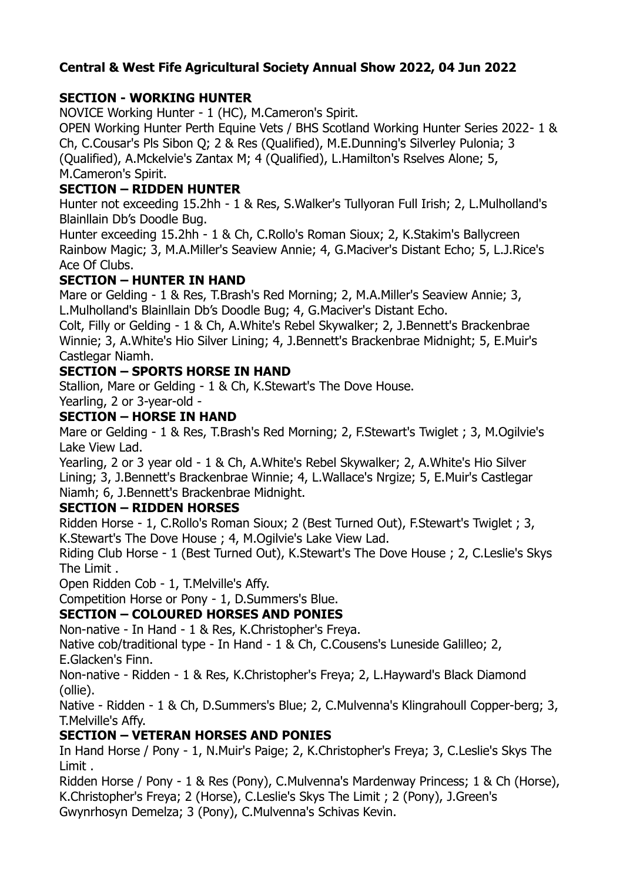**Central & West Fife Agricultural Society Annual Show 2022, 04 Jun 2022**

**SECTION - WORKING HUNTER**

NOVICE Working Hunter - 1 (HC), M.Cameron's Spirit.

OPEN Working Hunter Perth Equine Vets / BHS Scotland Working Hunter Series 2022- 1 & Ch, C.Cousar's Pls Sibon Q; 2 & Res (Qualified), M.E.Dunning's Silverley Pulonia; 3 (Qualified), A.Mckelvie's Zantax M; 4 (Qualified), L.Hamilton's Rselves Alone; 5, M.Cameron's Spirit.

**SECTION – RIDDEN HUNTER**

Hunter not exceeding 15.2hh - 1 & Res, S.Walker's Tullyoran Full Irish; 2, L.Mulholland's Blainllain Db's Doodle Bug.

Hunter exceeding 15.2hh - 1 & Ch, C.Rollo's Roman Sioux; 2, K.Stakim's Ballycreen Rainbow Magic; 3, M.A.Miller's Seaview Annie; 4, G.Maciver's Distant Echo; 5, L.J.Rice's Ace Of Clubs.

**SECTION – HUNTER IN HAND**

Mare or Gelding - 1 & Res, T.Brash's Red Morning; 2, M.A.Miller's Seaview Annie; 3, L.Mulholland's Blainllain Db's Doodle Bug; 4, G.Maciver's Distant Echo.

Colt, Filly or Gelding - 1 & Ch, A.White's Rebel Skywalker; 2, J.Bennett's Brackenbrae Winnie; 3, A.White's Hio Silver Lining; 4, J.Bennett's Brackenbrae Midnight; 5, E.Muir's Castlegar Niamh.

**SECTION – SPORTS HORSE IN HAND**

Stallion, Mare or Gelding - 1 & Ch, K.Stewart's The Dove House.

Yearling, 2 or 3-year-old -

**SECTION – HORSE IN HAND**

Mare or Gelding - 1 & Res, T.Brash's Red Morning; 2, F.Stewart's Twiglet ; 3, M.Ogilvie's Lake View Lad.

Yearling, 2 or 3 year old - 1 & Ch, A.White's Rebel Skywalker; 2, A.White's Hio Silver Lining; 3, J.Bennett's Brackenbrae Winnie; 4, L.Wallace's Nrgize; 5, E.Muir's Castlegar Niamh; 6, J.Bennett's Brackenbrae Midnight.

**SECTION – RIDDEN HORSES**

Ridden Horse - 1, C.Rollo's Roman Sioux; 2 (Best Turned Out), F.Stewart's Twiglet ; 3, K.Stewart's The Dove House ; 4, M.Ogilvie's Lake View Lad.

Riding Club Horse - 1 (Best Turned Out), K.Stewart's The Dove House ; 2, C.Leslie's Skys The Limit .

Open Ridden Cob - 1, T.Melville's Affy.

Competition Horse or Pony - 1, D.Summers's Blue.

**SECTION – COLOURED HORSES AND PONIES**

Non-native - In Hand - 1 & Res, K.Christopher's Freya.

Native cob/traditional type - In Hand - 1 & Ch, C.Cousens's Luneside Galilleo; 2, E.Glacken's Finn.

Non-native - Ridden - 1 & Res, K.Christopher's Freya; 2, L.Hayward's Black Diamond (ollie).

Native - Ridden - 1 & Ch, D.Summers's Blue; 2, C.Mulvenna's Klingrahoull Copper-berg; 3, T.Melville's Affy.

**SECTION – VETERAN HORSES AND PONIES**

In Hand Horse / Pony - 1, N.Muir's Paige; 2, K.Christopher's Freya; 3, C.Leslie's Skys The Limit .

Ridden Horse / Pony - 1 & Res (Pony), C.Mulvenna's Mardenway Princess; 1 & Ch (Horse), K.Christopher's Freya; 2 (Horse), C.Leslie's Skys The Limit ; 2 (Pony), J.Green's Gwynrhosyn Demelza; 3 (Pony), C.Mulvenna's Schivas Kevin.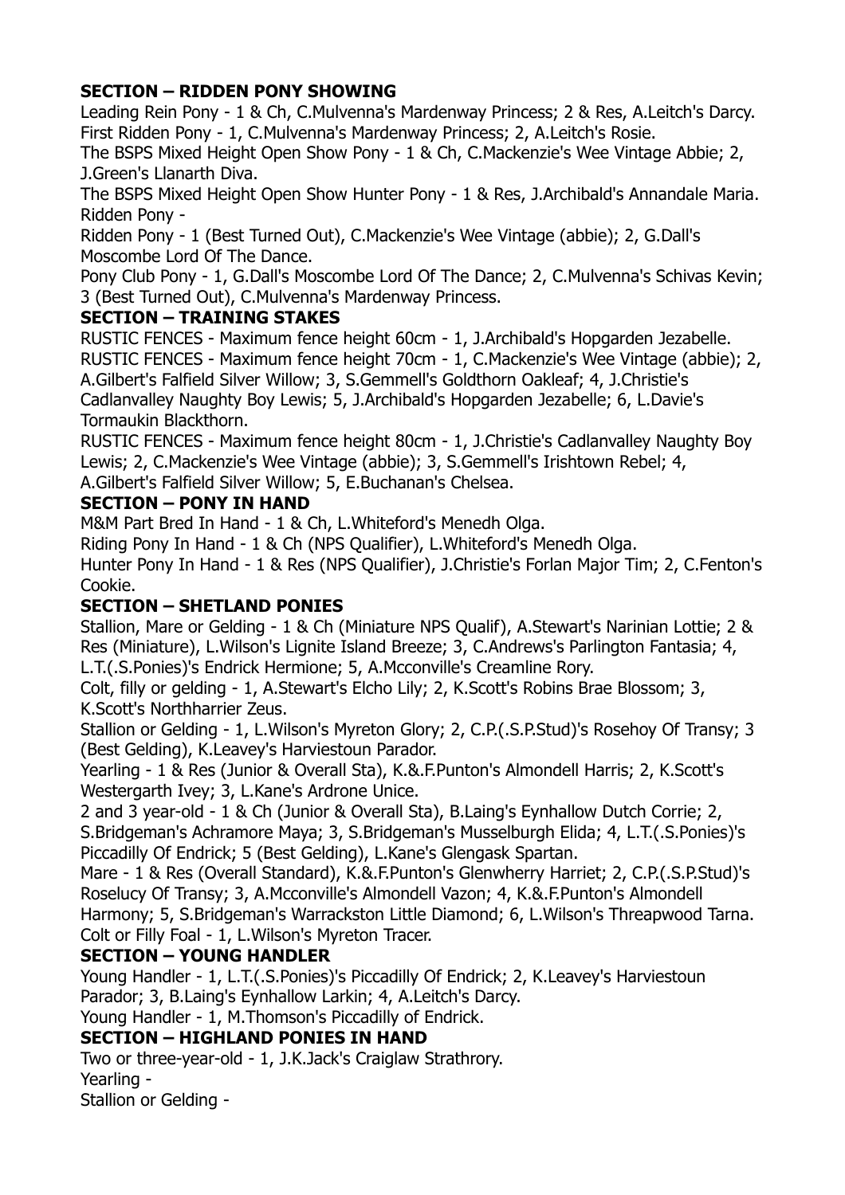**SECTION – RIDDEN PONY SHOWING**

Leading Rein Pony - 1 & Ch, C.Mulvenna's Mardenway Princess; 2 & Res, A.Leitch's Darcy.
First Ridden Pony - 1, C.Mulvenna's Mardenway Princess; 2, A.Leitch's Rosie.
The BSPS Mixed Height Open Show Pony - 1 & Ch, C.Mackenzie's Wee Vintage Abbie; 2, J.Green's Llanarth Diva.
The BSPS Mixed Height Open Show Hunter Pony - 1 & Res, J.Archibald's Annandale Maria.
Ridden Pony -
Ridden Pony - 1 (Best Turned Out), C.Mackenzie's Wee Vintage (abbie); 2, G.Dall's Moscombe Lord Of The Dance.
Pony Club Pony - 1, G.Dall's Moscombe Lord Of The Dance; 2, C.Mulvenna's Schivas Kevin; 3 (Best Turned Out), C.Mulvenna's Mardenway Princess.

**SECTION – TRAINING STAKES**

RUSTIC FENCES - Maximum fence height 60cm - 1, J.Archibald's Hopgarden Jezabelle.
RUSTIC FENCES - Maximum fence height 70cm - 1, C.Mackenzie's Wee Vintage (abbie); 2, A.Gilbert's Falfield Silver Willow; 3, S.Gemmell's Goldthorn Oakleaf; 4, J.Christie's Cadlanvalley Naughty Boy Lewis; 5, J.Archibald's Hopgarden Jezabelle; 6, L.Davie's Tormaukin Blackthorn.
RUSTIC FENCES - Maximum fence height 80cm - 1, J.Christie's Cadlanvalley Naughty Boy Lewis; 2, C.Mackenzie's Wee Vintage (abbie); 3, S.Gemmell's Irishtown Rebel; 4, A.Gilbert's Falfield Silver Willow; 5, E.Buchanan's Chelsea.

**SECTION – PONY IN HAND**

M&M Part Bred In Hand - 1 & Ch, L.Whiteford's Menedh Olga.
Riding Pony In Hand - 1 & Ch (NPS Qualifier), L.Whiteford's Menedh Olga.
Hunter Pony In Hand - 1 & Res (NPS Qualifier), J.Christie's Forlan Major Tim; 2, C.Fenton's Cookie.

**SECTION – SHETLAND PONIES**

Stallion, Mare or Gelding - 1 & Ch (Miniature NPS Qualif), A.Stewart's Narinian Lottie; 2 & Res (Miniature), L.Wilson's Lignite Island Breeze; 3, C.Andrews's Parlington Fantasia; 4, L.T.(.S.Ponies)'s Endrick Hermione; 5, A.Mcconville's Creamline Rory.
Colt, filly or gelding - 1, A.Stewart's Elcho Lily; 2, K.Scott's Robins Brae Blossom; 3, K.Scott's Northharrier Zeus.
Stallion or Gelding - 1, L.Wilson's Myreton Glory; 2, C.P.(.S.P.Stud)'s Rosehoy Of Transy; 3 (Best Gelding), K.Leavey's Harviestoun Parador.
Yearling - 1 & Res (Junior & Overall Sta), K.&.F.Punton's Almondell Harris; 2, K.Scott's Westergarth Ivey; 3, L.Kane's Ardrone Unice.
2 and 3 year-old - 1 & Ch (Junior & Overall Sta), B.Laing's Eynhallow Dutch Corrie; 2, S.Bridgeman's Achramore Maya; 3, S.Bridgeman's Musselburgh Elida; 4, L.T.(.S.Ponies)'s Piccadilly Of Endrick; 5 (Best Gelding), L.Kane's Glengask Spartan.
Mare - 1 & Res (Overall Standard), K.&.F.Punton's Glenwherry Harriet; 2, C.P.(.S.P.Stud)'s Roselucy Of Transy; 3, A.Mcconville's Almondell Vazon; 4, K.&.F.Punton's Almondell Harmony; 5, S.Bridgeman's Warrackston Little Diamond; 6, L.Wilson's Threapwood Tarna.
Colt or Filly Foal - 1, L.Wilson's Myreton Tracer.

**SECTION – YOUNG HANDLER**

Young Handler - 1, L.T.(.S.Ponies)'s Piccadilly Of Endrick; 2, K.Leavey's Harviestoun Parador; 3, B.Laing's Eynhallow Larkin; 4, A.Leitch's Darcy.
Young Handler - 1, M.Thomson's Piccadilly of Endrick.

**SECTION – HIGHLAND PONIES IN HAND**

Two or three-year-old - 1, J.K.Jack's Craiglaw Strathrory.
Yearling -
Stallion or Gelding -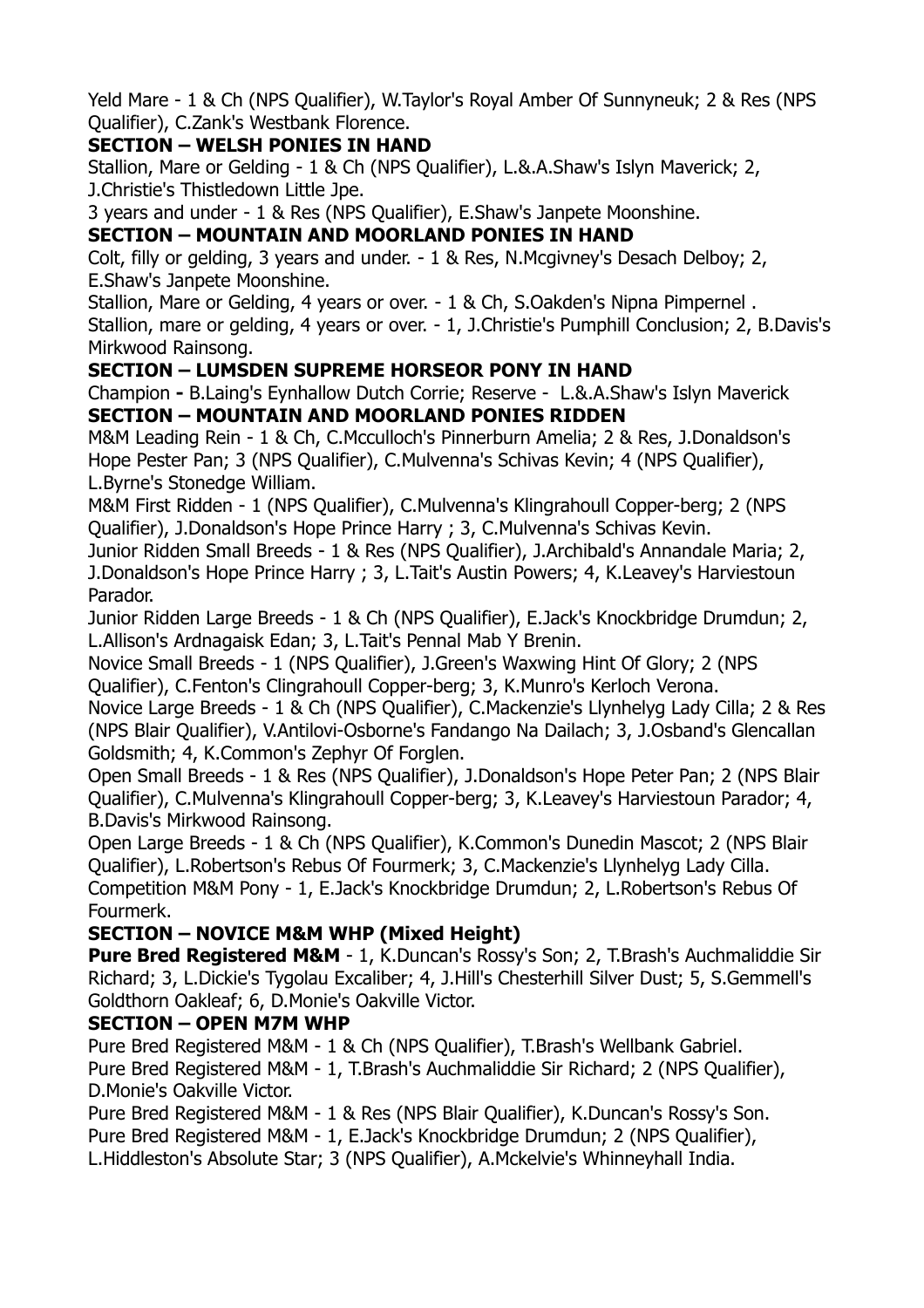Yeld Mare - 1 & Ch (NPS Qualifier), W.Taylor's Royal Amber Of Sunnyneuk; 2 & Res (NPS Qualifier), C.Zank's Westbank Florence.

**SECTION – WELSH PONIES IN HAND**

Stallion, Mare or Gelding - 1 & Ch (NPS Qualifier), L.&.A.Shaw's Islyn Maverick; 2, J.Christie's Thistledown Little Jpe.

3 years and under - 1 & Res (NPS Qualifier), E.Shaw's Janpete Moonshine.

**SECTION – MOUNTAIN AND MOORLAND PONIES IN HAND**

Colt, filly or gelding, 3 years and under. - 1 & Res, N.Mcgivney's Desach Delboy; 2, E.Shaw's Janpete Moonshine.

Stallion, Mare or Gelding, 4 years or over. - 1 & Ch, S.Oakden's Nipna Pimpernel .

Stallion, mare or gelding, 4 years or over. - 1, J.Christie's Pumphill Conclusion; 2, B.Davis's Mirkwood Rainsong.

**SECTION – LUMSDEN SUPREME HORSEOR PONY IN HAND**

Champion **-** B.Laing's Eynhallow Dutch Corrie; Reserve - L.&.A.Shaw's Islyn Maverick

**SECTION – MOUNTAIN AND MOORLAND PONIES RIDDEN**

M&M Leading Rein - 1 & Ch, C.Mcculloch's Pinnerburn Amelia; 2 & Res, J.Donaldson's Hope Pester Pan; 3 (NPS Qualifier), C.Mulvenna's Schivas Kevin; 4 (NPS Qualifier), L.Byrne's Stonedge William.

M&M First Ridden - 1 (NPS Qualifier), C.Mulvenna's Klingrahoull Copper-berg; 2 (NPS Qualifier), J.Donaldson's Hope Prince Harry ; 3, C.Mulvenna's Schivas Kevin.

Junior Ridden Small Breeds - 1 & Res (NPS Qualifier), J.Archibald's Annandale Maria; 2, J.Donaldson's Hope Prince Harry ; 3, L.Tait's Austin Powers; 4, K.Leavey's Harviestoun Parador.

Junior Ridden Large Breeds - 1 & Ch (NPS Qualifier), E.Jack's Knockbridge Drumdun; 2, L.Allison's Ardnagaisk Edan; 3, L.Tait's Pennal Mab Y Brenin.

Novice Small Breeds - 1 (NPS Qualifier), J.Green's Waxwing Hint Of Glory; 2 (NPS Qualifier), C.Fenton's Clingrahoull Copper-berg; 3, K.Munro's Kerloch Verona.

Novice Large Breeds - 1 & Ch (NPS Qualifier), C.Mackenzie's Llynhelyg Lady Cilla; 2 & Res (NPS Blair Qualifier), V.Antilovi-Osborne's Fandango Na Dailach; 3, J.Osband's Glencallan Goldsmith; 4, K.Common's Zephyr Of Forglen.

Open Small Breeds - 1 & Res (NPS Qualifier), J.Donaldson's Hope Peter Pan; 2 (NPS Blair Qualifier), C.Mulvenna's Klingrahoull Copper-berg; 3, K.Leavey's Harviestoun Parador; 4, B.Davis's Mirkwood Rainsong.

Open Large Breeds - 1 & Ch (NPS Qualifier), K.Common's Dunedin Mascot; 2 (NPS Blair Qualifier), L.Robertson's Rebus Of Fourmerk; 3, C.Mackenzie's Llynhelyg Lady Cilla.

Competition M&M Pony - 1, E.Jack's Knockbridge Drumdun; 2, L.Robertson's Rebus Of Fourmerk.

**SECTION – NOVICE M&M WHP (Mixed Height)**

**Pure Bred Registered M&M** - 1, K.Duncan's Rossy's Son; 2, T.Brash's Auchmaliddie Sir Richard; 3, L.Dickie's Tygolau Excaliber; 4, J.Hill's Chesterhill Silver Dust; 5, S.Gemmell's Goldthorn Oakleaf; 6, D.Monie's Oakville Victor.

**SECTION – OPEN M7M WHP**

Pure Bred Registered M&M - 1 & Ch (NPS Qualifier), T.Brash's Wellbank Gabriel.

Pure Bred Registered M&M - 1, T.Brash's Auchmaliddie Sir Richard; 2 (NPS Qualifier), D.Monie's Oakville Victor.

Pure Bred Registered M&M - 1 & Res (NPS Blair Qualifier), K.Duncan's Rossy's Son.

Pure Bred Registered M&M - 1, E.Jack's Knockbridge Drumdun; 2 (NPS Qualifier), L.Hiddleston's Absolute Star; 3 (NPS Qualifier), A.Mckelvie's Whinneyhall India.